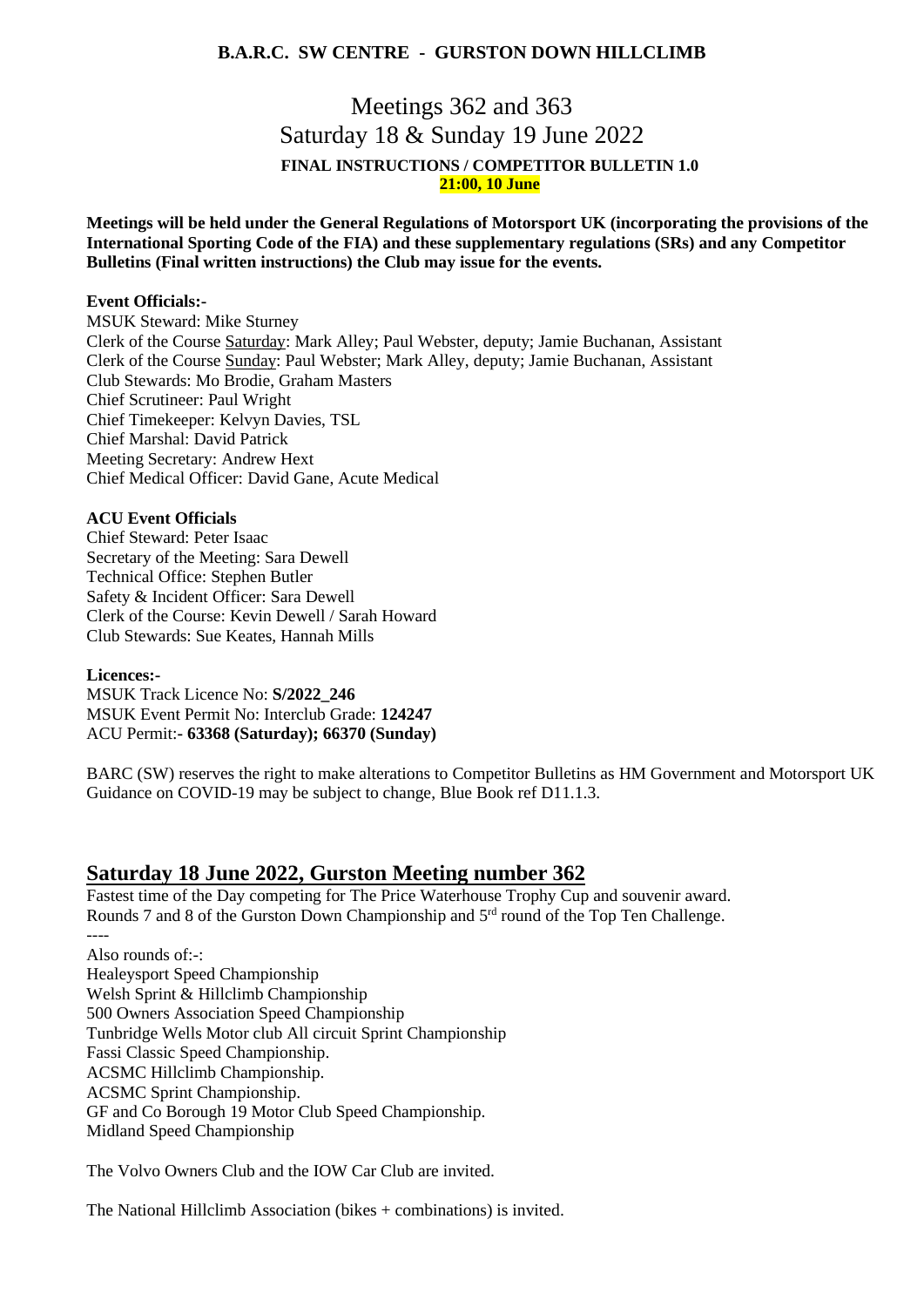**B.A.R.C. SW CENTRE - GURSTON DOWN HILLCLIMB**

# Meetings 362 and 363
## Saturday 18 & Sunday 19 June 2022

**FINAL INSTRUCTIONS / COMPETITOR BULLETIN 1.0**
**21:00, 10 June**

**Meetings will be held under the General Regulations of Motorsport UK (incorporating the provisions of the International Sporting Code of the FIA) and these supplementary regulations (SRs) and any Competitor Bulletins (Final written instructions) the Club may issue for the events.**

**Event Officials:-**
MSUK Steward: Mike Sturney
Clerk of the Course Saturday: Mark Alley; Paul Webster, deputy; Jamie Buchanan, Assistant
Clerk of the Course Sunday: Paul Webster; Mark Alley, deputy; Jamie Buchanan, Assistant
Club Stewards: Mo Brodie, Graham Masters
Chief Scrutineer: Paul Wright
Chief Timekeeper: Kelvyn Davies, TSL
Chief Marshal: David Patrick
Meeting Secretary: Andrew Hext
Chief Medical Officer: David Gane, Acute Medical

**ACU Event Officials**
Chief Steward: Peter Isaac
Secretary of the Meeting: Sara Dewell
Technical Office: Stephen Butler
Safety & Incident Officer: Sara Dewell
Clerk of the Course: Kevin Dewell / Sarah Howard
Club Stewards: Sue Keates, Hannah Mills

**Licences:-**
MSUK Track Licence No: **S/2022_246**
MSUK Event Permit No: Interclub Grade: **124247**
ACU Permit:**- 63368 (Saturday); 66370 (Sunday)**

BARC (SW) reserves the right to make alterations to Competitor Bulletins as HM Government and Motorsport UK Guidance on COVID-19 may be subject to change, Blue Book ref D11.1.3.

## Saturday 18 June 2022, Gurston Meeting number 362

Fastest time of the Day competing for The Price Waterhouse Trophy Cup and souvenir award.
Rounds 7 and 8 of the Gurston Down Championship and 5rd round of the Top Ten Challenge.

----

Also rounds of:-:
Healeysport Speed Championship
Welsh Sprint & Hillclimb Championship
500 Owners Association Speed Championship
Tunbridge Wells Motor club All circuit Sprint Championship
Fassi Classic Speed Championship.
ACSMC Hillclimb Championship.
ACSMC Sprint Championship.
GF and Co Borough 19 Motor Club Speed Championship.
Midland Speed Championship

The Volvo Owners Club and the IOW Car Club are invited.

The National Hillclimb Association (bikes + combinations) is invited.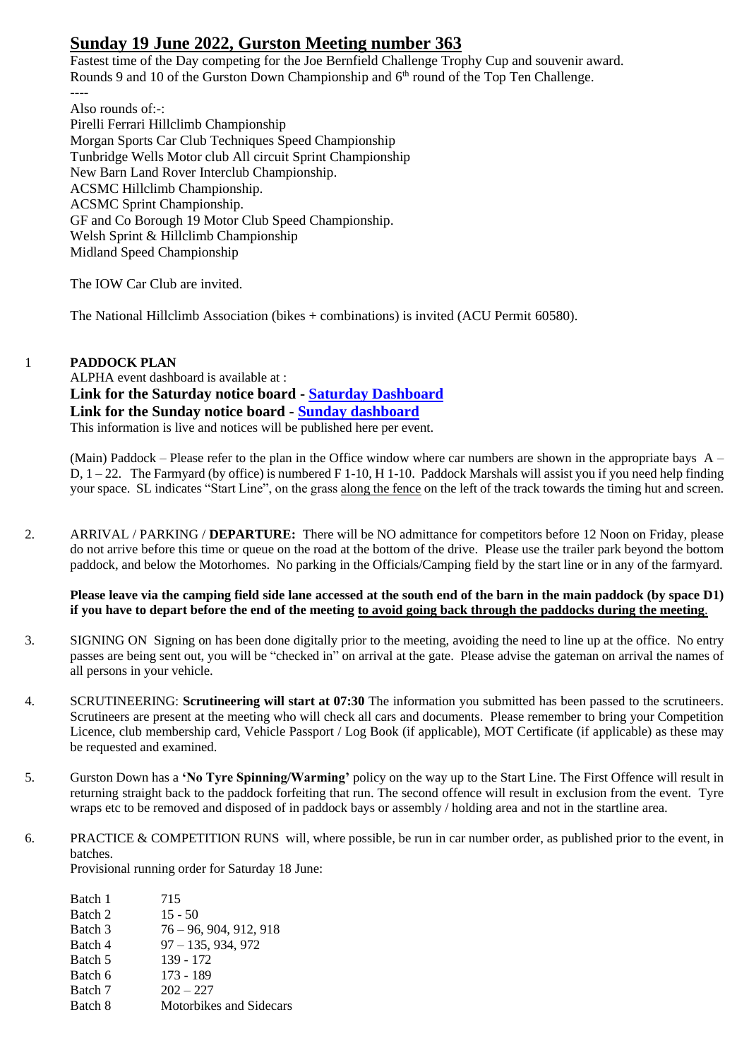# Sunday 19 June 2022, Gurston Meeting number 363

Fastest time of the Day competing for the Joe Bernfield Challenge Trophy Cup and souvenir award.
Rounds 9 and 10 of the Gurston Down Championship and 6th round of the Top Ten Challenge.

----

Also rounds of:-:
Pirelli Ferrari Hillclimb Championship
Morgan Sports Car Club Techniques Speed Championship
Tunbridge Wells Motor club All circuit Sprint Championship
New Barn Land Rover Interclub Championship.
ACSMC Hillclimb Championship.
ACSMC Sprint Championship.
GF and Co Borough 19 Motor Club Speed Championship.
Welsh Sprint & Hillclimb Championship
Midland Speed Championship

The IOW Car Club are invited.

The National Hillclimb Association (bikes + combinations) is invited (ACU Permit 60580).

1 **PADDOCK PLAN**

ALPHA event dashboard is available at :

**Link for the Saturday notice board - Saturday Dashboard**
**Link for the Sunday notice board - Sunday dashboard**

This information is live and notices will be published here per event.

(Main) Paddock – Please refer to the plan in the Office window where car numbers are shown in the appropriate bays A – D, 1 – 22. The Farmyard (by office) is numbered F 1-10, H 1-10. Paddock Marshals will assist you if you need help finding your space. SL indicates "Start Line", on the grass along the fence on the left of the track towards the timing hut and screen.

2. ARRIVAL / PARKING / **DEPARTURE:** There will be NO admittance for competitors before 12 Noon on Friday, please do not arrive before this time or queue on the road at the bottom of the drive. Please use the trailer park beyond the bottom paddock, and below the Motorhomes. No parking in the Officials/Camping field by the start line or in any of the farmyard.

**Please leave via the camping field side lane accessed at the south end of the barn in the main paddock (by space D1) if you have to depart before the end of the meeting to avoid going back through the paddocks during the meeting.**

3. SIGNING ON Signing on has been done digitally prior to the meeting, avoiding the need to line up at the office. No entry passes are being sent out, you will be "checked in" on arrival at the gate. Please advise the gateman on arrival the names of all persons in your vehicle.

4. SCRUTINEERING: **Scrutineering will start at 07:30** The information you submitted has been passed to the scrutineers. Scrutineers are present at the meeting who will check all cars and documents. Please remember to bring your Competition Licence, club membership card, Vehicle Passport / Log Book (if applicable), MOT Certificate (if applicable) as these may be requested and examined.

5. Gurston Down has a **'No Tyre Spinning/Warming'** policy on the way up to the Start Line. The First Offence will result in returning straight back to the paddock forfeiting that run. The second offence will result in exclusion from the event. Tyre wraps etc to be removed and disposed of in paddock bays or assembly / holding area and not in the startline area.

6. PRACTICE & COMPETITION RUNS will, where possible, be run in car number order, as published prior to the event, in batches.

Provisional running order for Saturday 18 June:

| | |
|---|---|
| Batch 1 | 715 |
| Batch 2 | 15 - 50 |
| Batch 3 | 76 – 96, 904, 912, 918 |
| Batch 4 | 97 – 135, 934, 972 |
| Batch 5 | 139 - 172 |
| Batch 6 | 173 - 189 |
| Batch 7 | 202 – 227 |
| Batch 8 | Motorbikes and Sidecars |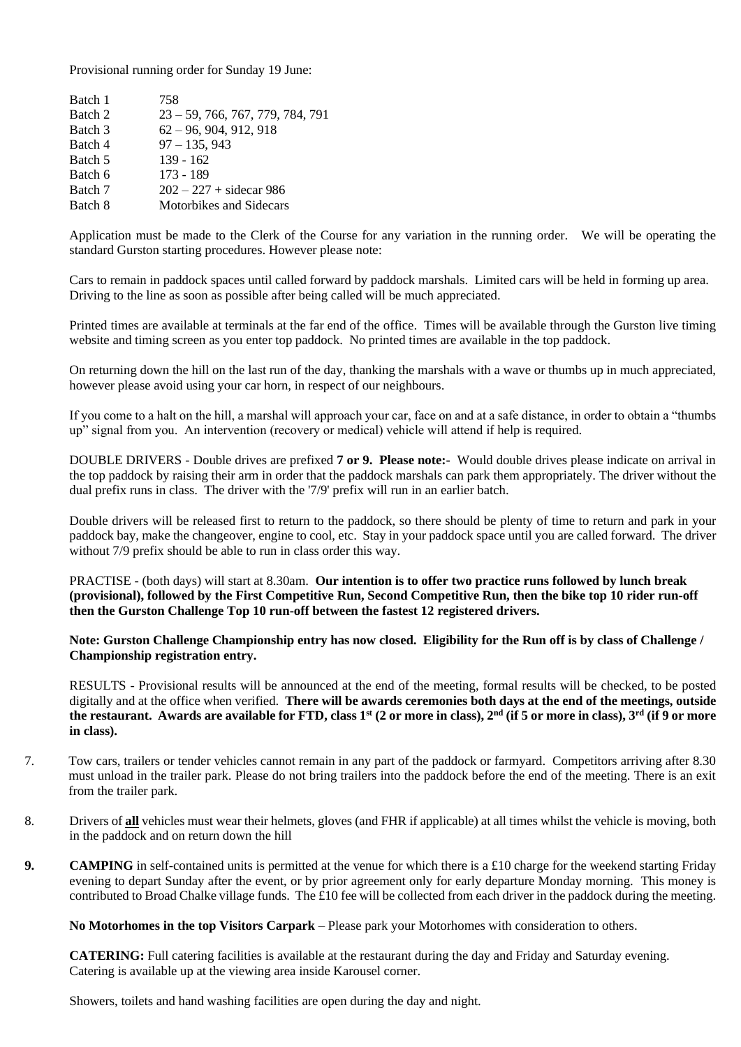Provisional running order for Sunday 19 June:

| | |
|---|---|
| Batch 1 | 758 |
| Batch 2 | 23 – 59, 766, 767, 779, 784, 791 |
| Batch 3 | 62 – 96, 904, 912, 918 |
| Batch 4 | 97 – 135, 943 |
| Batch 5 | 139 - 162 |
| Batch 6 | 173 - 189 |
| Batch 7 | 202 – 227 + sidecar 986 |
| Batch 8 | Motorbikes and Sidecars |

Application must be made to the Clerk of the Course for any variation in the running order. We will be operating the standard Gurston starting procedures. However please note:

Cars to remain in paddock spaces until called forward by paddock marshals. Limited cars will be held in forming up area. Driving to the line as soon as possible after being called will be much appreciated.

Printed times are available at terminals at the far end of the office. Times will be available through the Gurston live timing website and timing screen as you enter top paddock. No printed times are available in the top paddock.

On returning down the hill on the last run of the day, thanking the marshals with a wave or thumbs up in much appreciated, however please avoid using your car horn, in respect of our neighbours.

If you come to a halt on the hill, a marshal will approach your car, face on and at a safe distance, in order to obtain a "thumbs up" signal from you. An intervention (recovery or medical) vehicle will attend if help is required.

DOUBLE DRIVERS - Double drives are prefixed **7 or 9. Please note:-** Would double drives please indicate on arrival in the top paddock by raising their arm in order that the paddock marshals can park them appropriately. The driver without the dual prefix runs in class. The driver with the '7/9' prefix will run in an earlier batch.

Double drivers will be released first to return to the paddock, so there should be plenty of time to return and park in your paddock bay, make the changeover, engine to cool, etc. Stay in your paddock space until you are called forward. The driver without 7/9 prefix should be able to run in class order this way.

PRACTISE - (both days) will start at 8.30am. **Our intention is to offer two practice runs followed by lunch break (provisional), followed by the First Competitive Run, Second Competitive Run, then the bike top 10 rider run-off then the Gurston Challenge Top 10 run-off between the fastest 12 registered drivers.**

**Note: Gurston Challenge Championship entry has now closed. Eligibility for the Run off is by class of Challenge / Championship registration entry.**

RESULTS - Provisional results will be announced at the end of the meeting, formal results will be checked, to be posted digitally and at the office when verified. **There will be awards ceremonies both days at the end of the meetings, outside the restaurant. Awards are available for FTD, class 1st (2 or more in class), 2nd (if 5 or more in class), 3rd (if 9 or more in class).**

7. Tow cars, trailers or tender vehicles cannot remain in any part of the paddock or farmyard. Competitors arriving after 8.30 must unload in the trailer park. Please do not bring trailers into the paddock before the end of the meeting. There is an exit from the trailer park.

8. Drivers of **all** vehicles must wear their helmets, gloves (and FHR if applicable) at all times whilst the vehicle is moving, both in the paddock and on return down the hill

**9.** **CAMPING** in self-contained units is permitted at the venue for which there is a £10 charge for the weekend starting Friday evening to depart Sunday after the event, or by prior agreement only for early departure Monday morning. This money is contributed to Broad Chalke village funds. The £10 fee will be collected from each driver in the paddock during the meeting.

**No Motorhomes in the top Visitors Carpark** – Please park your Motorhomes with consideration to others.

**CATERING:** Full catering facilities is available at the restaurant during the day and Friday and Saturday evening. Catering is available up at the viewing area inside Karousel corner.

Showers, toilets and hand washing facilities are open during the day and night.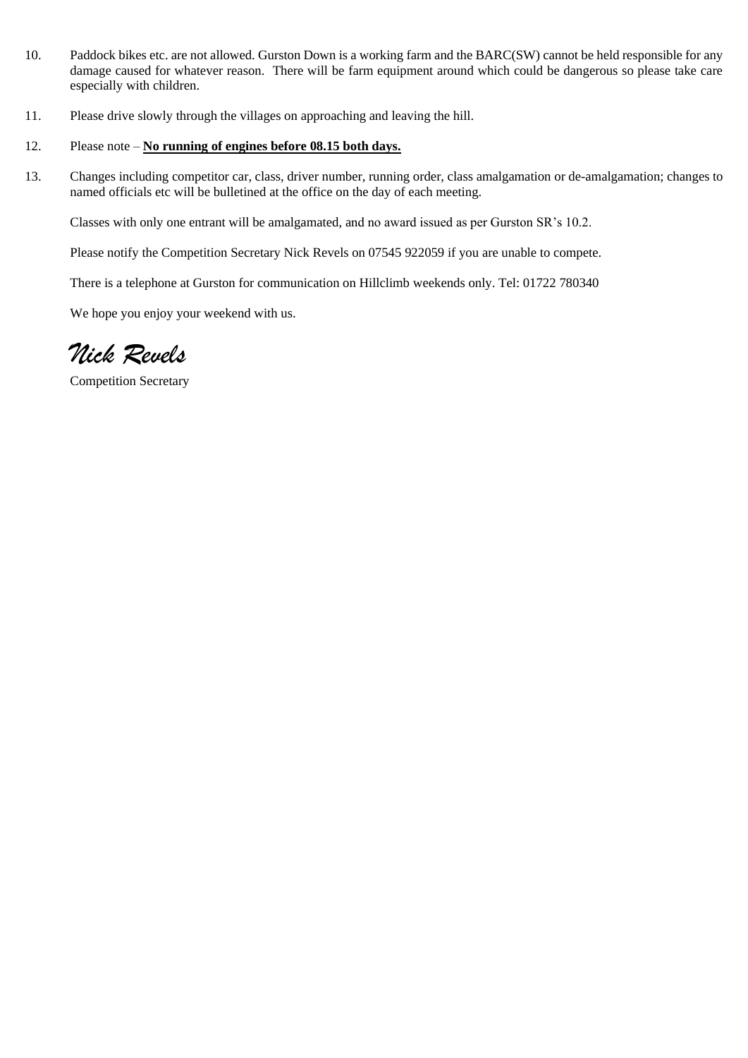10. Paddock bikes etc. are not allowed. Gurston Down is a working farm and the BARC(SW) cannot be held responsible for any damage caused for whatever reason. There will be farm equipment around which could be dangerous so please take care especially with children.

11. Please drive slowly through the villages on approaching and leaving the hill.

12. Please note – **No running of engines before 08.15 both days.**

13. Changes including competitor car, class, driver number, running order, class amalgamation or de-amalgamation; changes to named officials etc will be bulletined at the office on the day of each meeting.

    Classes with only one entrant will be amalgamated, and no award issued as per Gurston SR's 10.2.

    Please notify the Competition Secretary Nick Revels on 07545 922059 if you are unable to compete.

    There is a telephone at Gurston for communication on Hillclimb weekends only. Tel: 01722 780340

    We hope you enjoy your weekend with us.

*Nick Revels*

Competition Secretary